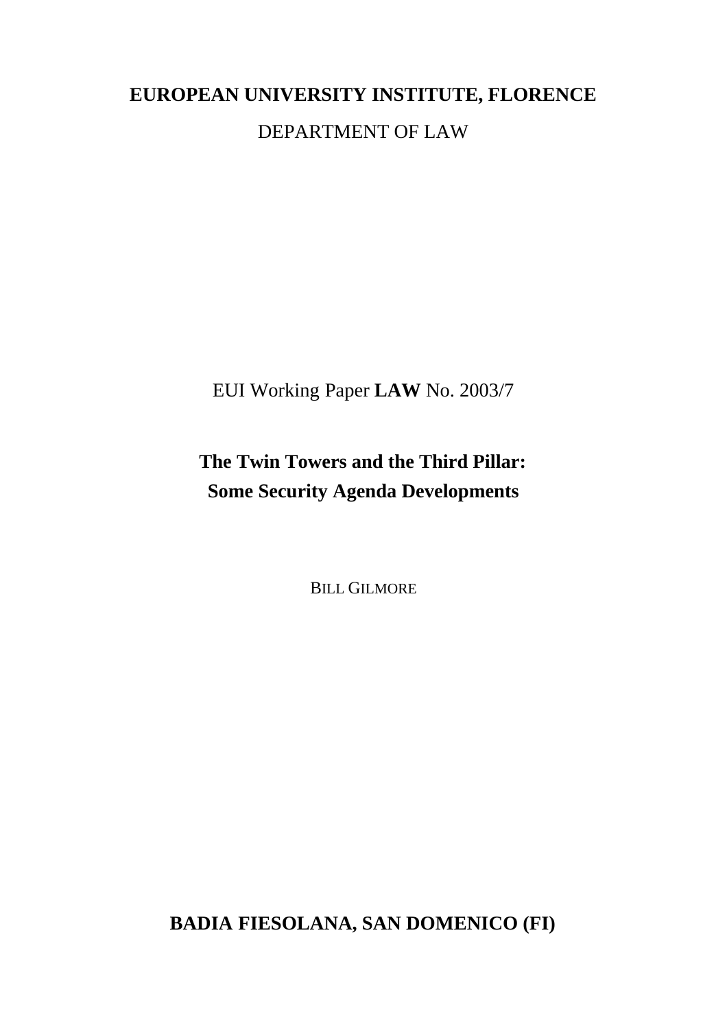**EUROPEAN UNIVERSITY INSTITUTE, FLORENCE**

DEPARTMENT OF LAW

EUI Working Paper **LAW** No. 2003/7

# The Twin Towers and the Third Pillar: Some Security Agenda Developments

BILL GILMORE

**BADIA FIESOLANA, SAN DOMENICO (FI)**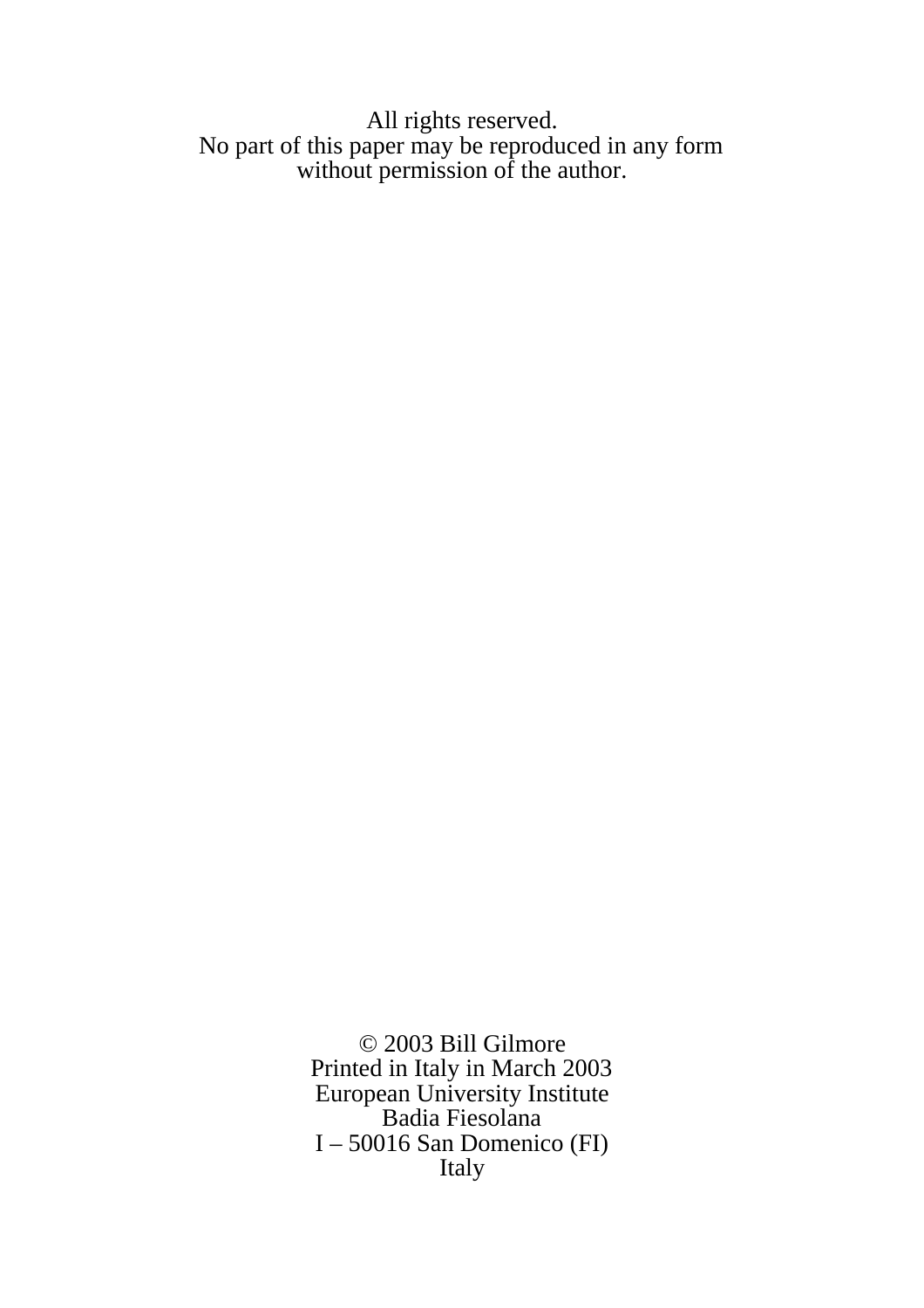All rights reserved.
No part of this paper may be reproduced in any form
without permission of the author.

© 2003 Bill Gilmore
Printed in Italy in March 2003
European University Institute
Badia Fiesolana
I – 50016 San Domenico (FI)
Italy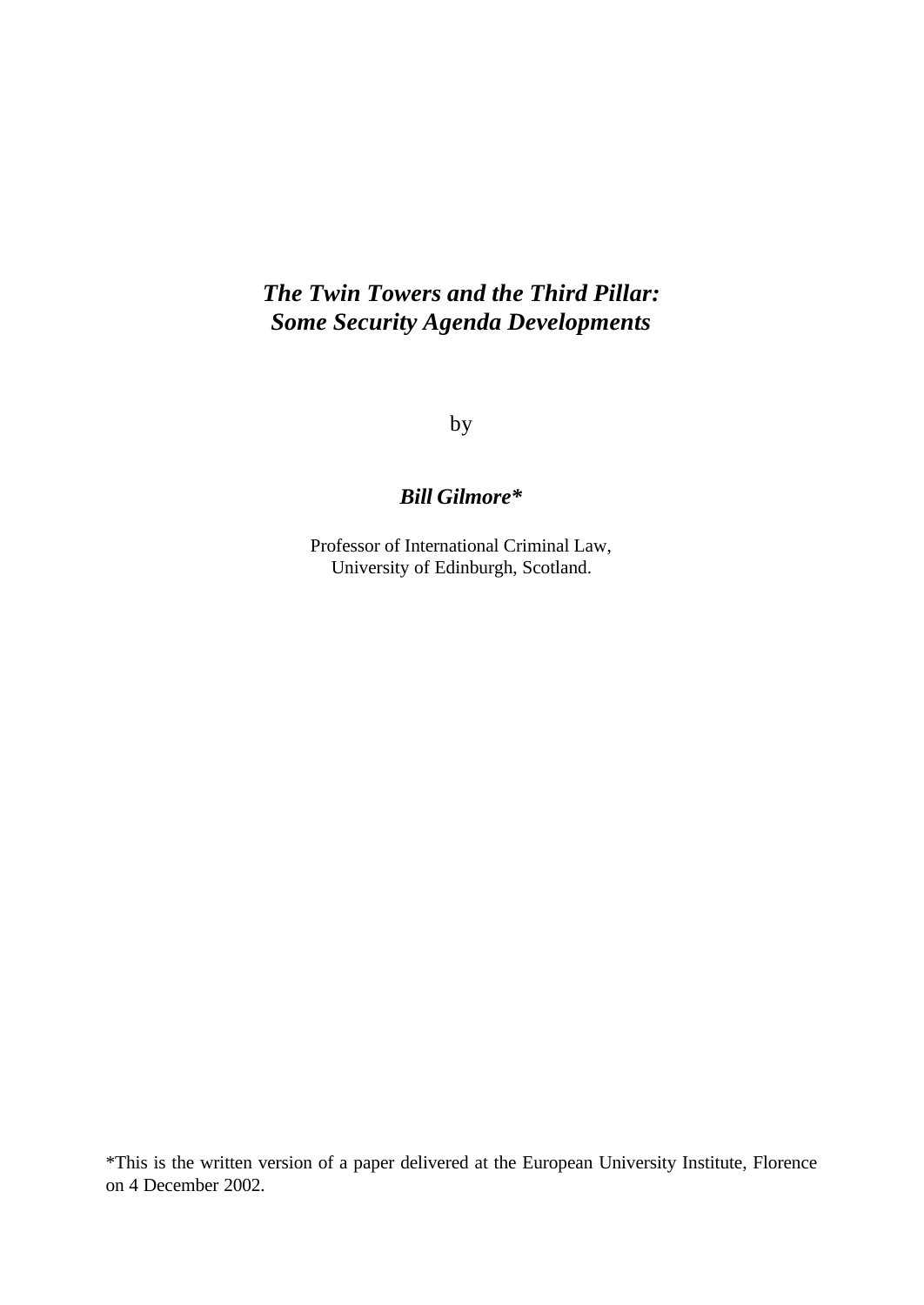# *The Twin Towers and the Third Pillar: Some Security Agenda Developments*

by

***Bill Gilmore****

Professor of International Criminal Law,
University of Edinburgh, Scotland.

*This is the written version of a paper delivered at the European University Institute, Florence on 4 December 2002.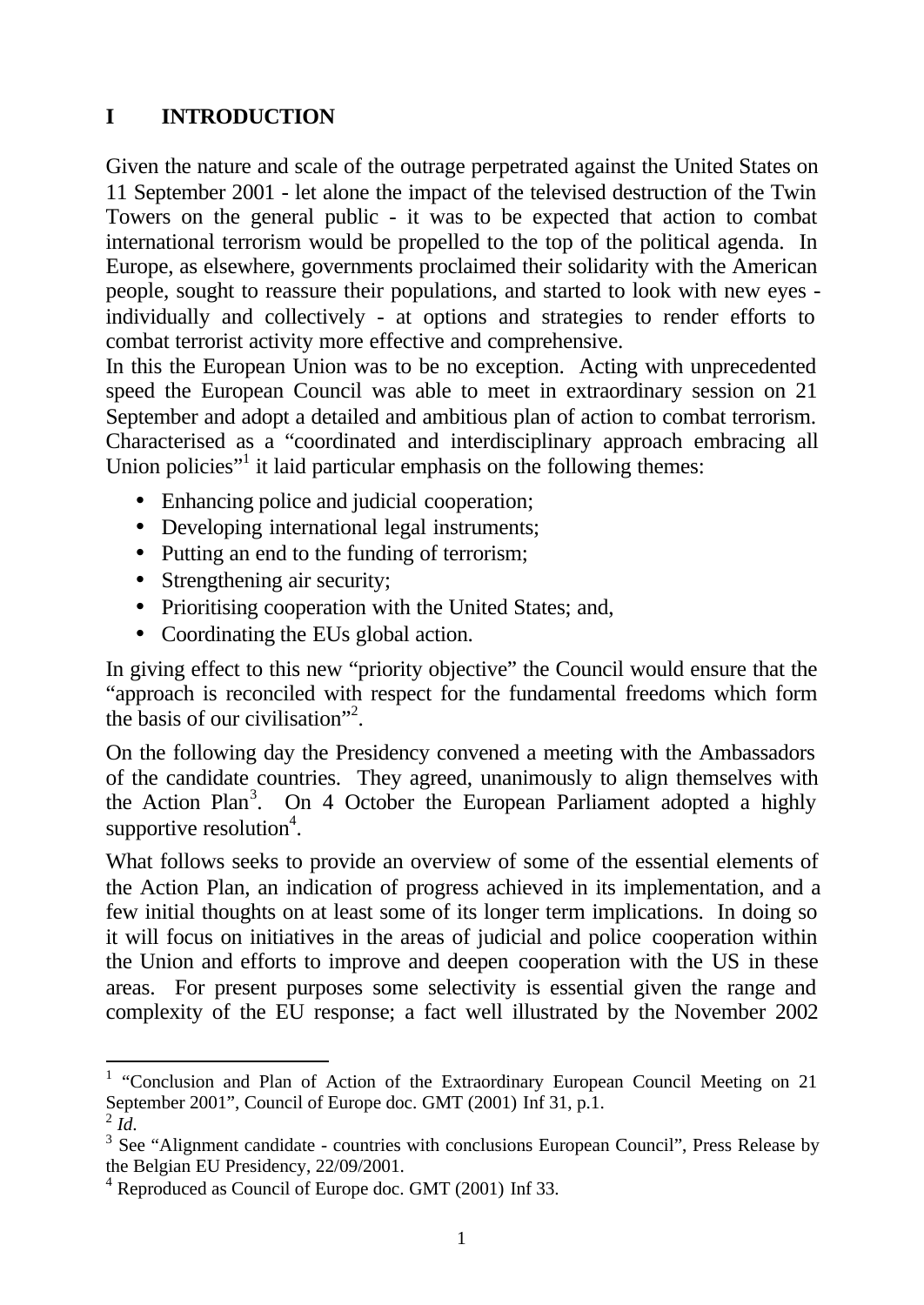# I INTRODUCTION

Given the nature and scale of the outrage perpetrated against the United States on 11 September 2001 - let alone the impact of the televised destruction of the Twin Towers on the general public - it was to be expected that action to combat international terrorism would be propelled to the top of the political agenda. In Europe, as elsewhere, governments proclaimed their solidarity with the American people, sought to reassure their populations, and started to look with new eyes - individually and collectively - at options and strategies to render efforts to combat terrorist activity more effective and comprehensive.

In this the European Union was to be no exception. Acting with unprecedented speed the European Council was able to meet in extraordinary session on 21 September and adopt a detailed and ambitious plan of action to combat terrorism. Characterised as a "coordinated and interdisciplinary approach embracing all Union policies"[1] it laid particular emphasis on the following themes:

- Enhancing police and judicial cooperation;
- Developing international legal instruments;
- Putting an end to the funding of terrorism;
- Strengthening air security;
- Prioritising cooperation with the United States; and,
- Coordinating the EUs global action.

In giving effect to this new "priority objective" the Council would ensure that the "approach is reconciled with respect for the fundamental freedoms which form the basis of our civilisation"[2].

On the following day the Presidency convened a meeting with the Ambassadors of the candidate countries. They agreed, unanimously to align themselves with the Action Plan[3]. On 4 October the European Parliament adopted a highly supportive resolution[4].

What follows seeks to provide an overview of some of the essential elements of the Action Plan, an indication of progress achieved in its implementation, and a few initial thoughts on at least some of its longer term implications. In doing so it will focus on initiatives in the areas of judicial and police cooperation within the Union and efforts to improve and deepen cooperation with the US in these areas. For present purposes some selectivity is essential given the range and complexity of the EU response; a fact well illustrated by the November 2002

---

[1] "Conclusion and Plan of Action of the Extraordinary European Council Meeting on 21 September 2001", Council of Europe doc. GMT (2001) Inf 31, p.1.

[2] *Id.*

[3] See "Alignment candidate - countries with conclusions European Council", Press Release by the Belgian EU Presidency, 22/09/2001.

[4] Reproduced as Council of Europe doc. GMT (2001) Inf 33.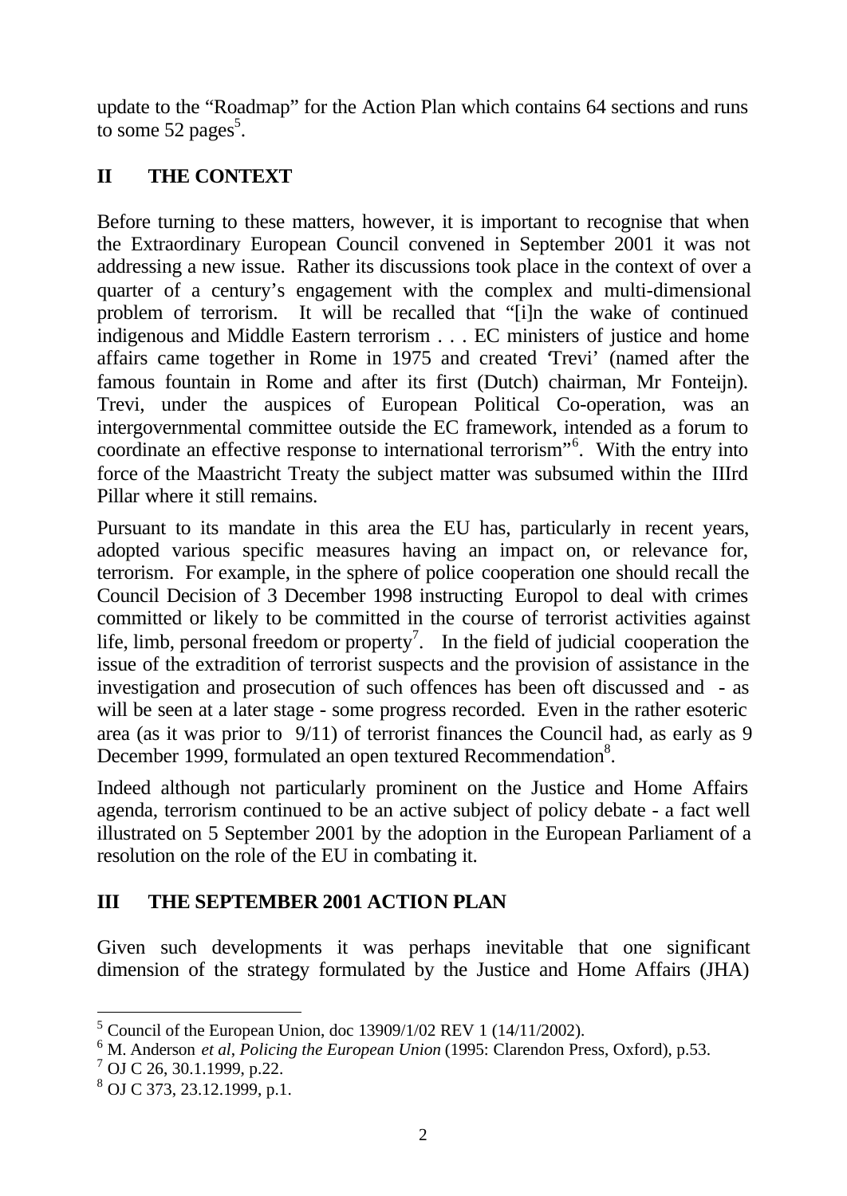update to the "Roadmap" for the Action Plan which contains 64 sections and runs to some 52 pages[5].

## II THE CONTEXT

Before turning to these matters, however, it is important to recognise that when the Extraordinary European Council convened in September 2001 it was not addressing a new issue. Rather its discussions took place in the context of over a quarter of a century's engagement with the complex and multi-dimensional problem of terrorism. It will be recalled that "[i]n the wake of continued indigenous and Middle Eastern terrorism . . . EC ministers of justice and home affairs came together in Rome in 1975 and created 'Trevi' (named after the famous fountain in Rome and after its first (Dutch) chairman, Mr Fonteijn). Trevi, under the auspices of European Political Co-operation, was an intergovernmental committee outside the EC framework, intended as a forum to coordinate an effective response to international terrorism"[6]. With the entry into force of the Maastricht Treaty the subject matter was subsumed within the IIIrd Pillar where it still remains.

Pursuant to its mandate in this area the EU has, particularly in recent years, adopted various specific measures having an impact on, or relevance for, terrorism. For example, in the sphere of police cooperation one should recall the Council Decision of 3 December 1998 instructing Europol to deal with crimes committed or likely to be committed in the course of terrorist activities against life, limb, personal freedom or property[7]. In the field of judicial cooperation the issue of the extradition of terrorist suspects and the provision of assistance in the investigation and prosecution of such offences has been oft discussed and - as will be seen at a later stage - some progress recorded. Even in the rather esoteric area (as it was prior to 9/11) of terrorist finances the Council had, as early as 9 December 1999, formulated an open textured Recommendation[8].

Indeed although not particularly prominent on the Justice and Home Affairs agenda, terrorism continued to be an active subject of policy debate - a fact well illustrated on 5 September 2001 by the adoption in the European Parliament of a resolution on the role of the EU in combating it.

## III THE SEPTEMBER 2001 ACTION PLAN

Given such developments it was perhaps inevitable that one significant dimension of the strategy formulated by the Justice and Home Affairs (JHA)

---

[5] Council of the European Union, doc 13909/1/02 REV 1 (14/11/2002).

[6] M. Anderson *et al*, *Policing the European Union* (1995: Clarendon Press, Oxford), p.53.

[7] OJ C 26, 30.1.1999, p.22.

[8] OJ C 373, 23.12.1999, p.1.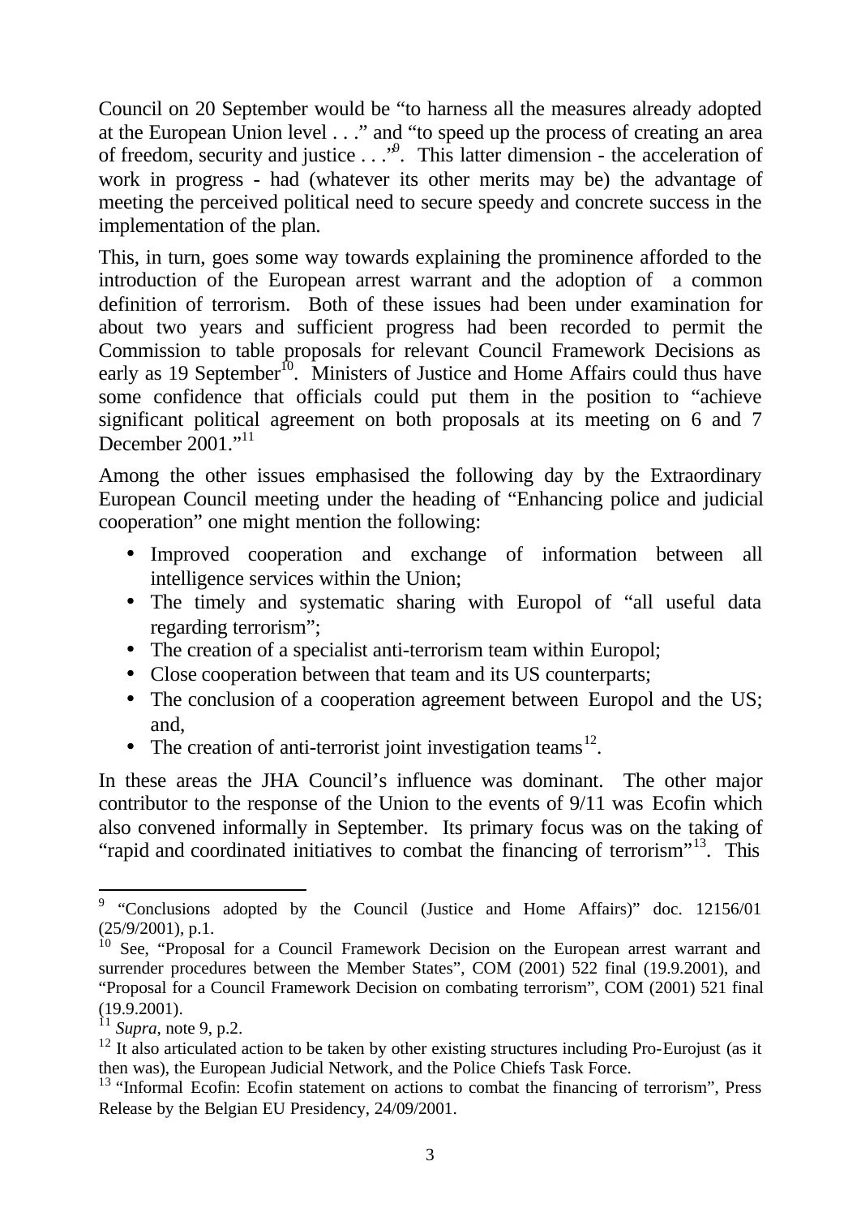Council on 20 September would be "to harness all the measures already adopted at the European Union level . . ." and "to speed up the process of creating an area of freedom, security and justice . . ."[9]. This latter dimension - the acceleration of work in progress - had (whatever its other merits may be) the advantage of meeting the perceived political need to secure speedy and concrete success in the implementation of the plan.

This, in turn, goes some way towards explaining the prominence afforded to the introduction of the European arrest warrant and the adoption of a common definition of terrorism. Both of these issues had been under examination for about two years and sufficient progress had been recorded to permit the Commission to table proposals for relevant Council Framework Decisions as early as 19 September[10]. Ministers of Justice and Home Affairs could thus have some confidence that officials could put them in the position to "achieve significant political agreement on both proposals at its meeting on 6 and 7 December 2001."[11]

Among the other issues emphasised the following day by the Extraordinary European Council meeting under the heading of "Enhancing police and judicial cooperation" one might mention the following:

- Improved cooperation and exchange of information between all intelligence services within the Union;
- The timely and systematic sharing with Europol of "all useful data regarding terrorism";
- The creation of a specialist anti-terrorism team within Europol;
- Close cooperation between that team and its US counterparts;
- The conclusion of a cooperation agreement between Europol and the US; and,
- The creation of anti-terrorist joint investigation teams[12].

In these areas the JHA Council's influence was dominant. The other major contributor to the response of the Union to the events of 9/11 was Ecofin which also convened informally in September. Its primary focus was on the taking of "rapid and coordinated initiatives to combat the financing of terrorism"[13]. This

---

[9] "Conclusions adopted by the Council (Justice and Home Affairs)" doc. 12156/01 (25/9/2001), p.1.

[10] See, "Proposal for a Council Framework Decision on the European arrest warrant and surrender procedures between the Member States", COM (2001) 522 final (19.9.2001), and "Proposal for a Council Framework Decision on combating terrorism", COM (2001) 521 final (19.9.2001).

[11] *Supra*, note 9, p.2.

[12] It also articulated action to be taken by other existing structures including Pro-Eurojust (as it then was), the European Judicial Network, and the Police Chiefs Task Force.

[13] "Informal Ecofin: Ecofin statement on actions to combat the financing of terrorism", Press Release by the Belgian EU Presidency, 24/09/2001.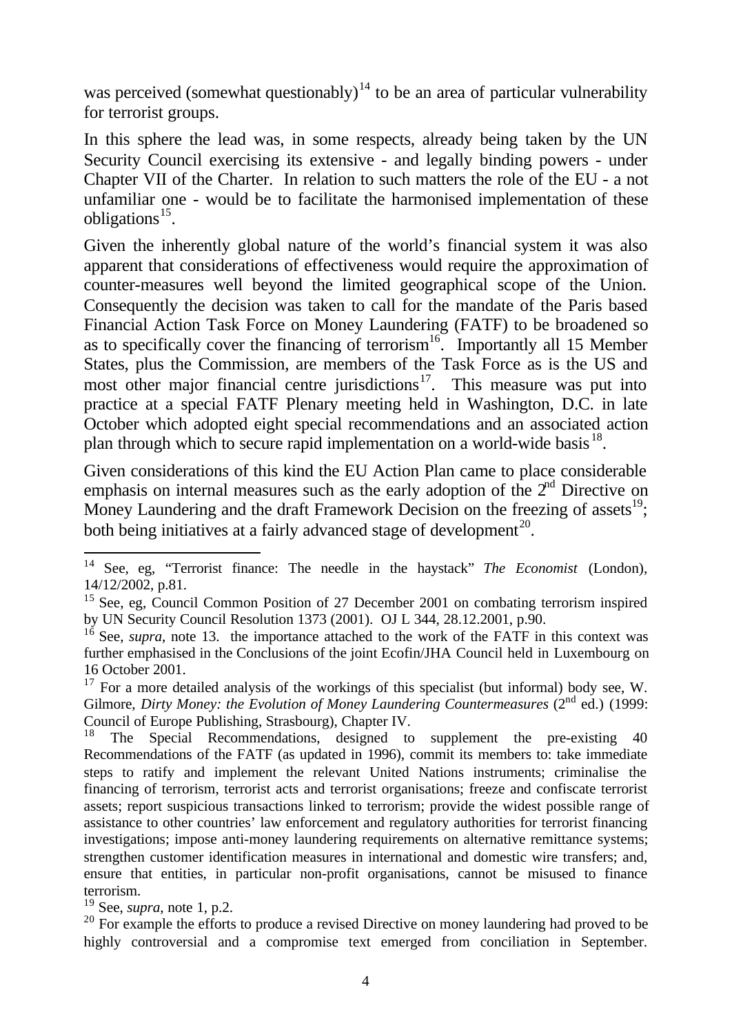was perceived (somewhat questionably)[14] to be an area of particular vulnerability for terrorist groups.

In this sphere the lead was, in some respects, already being taken by the UN Security Council exercising its extensive - and legally binding powers - under Chapter VII of the Charter. In relation to such matters the role of the EU - a not unfamiliar one - would be to facilitate the harmonised implementation of these obligations[15].

Given the inherently global nature of the world's financial system it was also apparent that considerations of effectiveness would require the approximation of counter-measures well beyond the limited geographical scope of the Union. Consequently the decision was taken to call for the mandate of the Paris based Financial Action Task Force on Money Laundering (FATF) to be broadened so as to specifically cover the financing of terrorism[16]. Importantly all 15 Member States, plus the Commission, are members of the Task Force as is the US and most other major financial centre jurisdictions[17]. This measure was put into practice at a special FATF Plenary meeting held in Washington, D.C. in late October which adopted eight special recommendations and an associated action plan through which to secure rapid implementation on a world-wide basis[18].

Given considerations of this kind the EU Action Plan came to place considerable emphasis on internal measures such as the early adoption of the 2nd Directive on Money Laundering and the draft Framework Decision on the freezing of assets[19]; both being initiatives at a fairly advanced stage of development[20].

---

[14] See, eg, "Terrorist finance: The needle in the haystack" *The Economist* (London), 14/12/2002, p.81.

[15] See, eg, Council Common Position of 27 December 2001 on combating terrorism inspired by UN Security Council Resolution 1373 (2001). OJ L 344, 28.12.2001, p.90.

[16] See, *supra*, note 13. the importance attached to the work of the FATF in this context was further emphasised in the Conclusions of the joint Ecofin/JHA Council held in Luxembourg on 16 October 2001.

[17] For a more detailed analysis of the workings of this specialist (but informal) body see, W. Gilmore, *Dirty Money: the Evolution of Money Laundering Countermeasures* (2nd ed.) (1999: Council of Europe Publishing, Strasbourg), Chapter IV.

[18] The Special Recommendations, designed to supplement the pre-existing 40 Recommendations of the FATF (as updated in 1996), commit its members to: take immediate steps to ratify and implement the relevant United Nations instruments; criminalise the financing of terrorism, terrorist acts and terrorist organisations; freeze and confiscate terrorist assets; report suspicious transactions linked to terrorism; provide the widest possible range of assistance to other countries' law enforcement and regulatory authorities for terrorist financing investigations; impose anti-money laundering requirements on alternative remittance systems; strengthen customer identification measures in international and domestic wire transfers; and, ensure that entities, in particular non-profit organisations, cannot be misused to finance terrorism.

[19] See, *supra*, note 1, p.2.

[20] For example the efforts to produce a revised Directive on money laundering had proved to be highly controversial and a compromise text emerged from conciliation in September.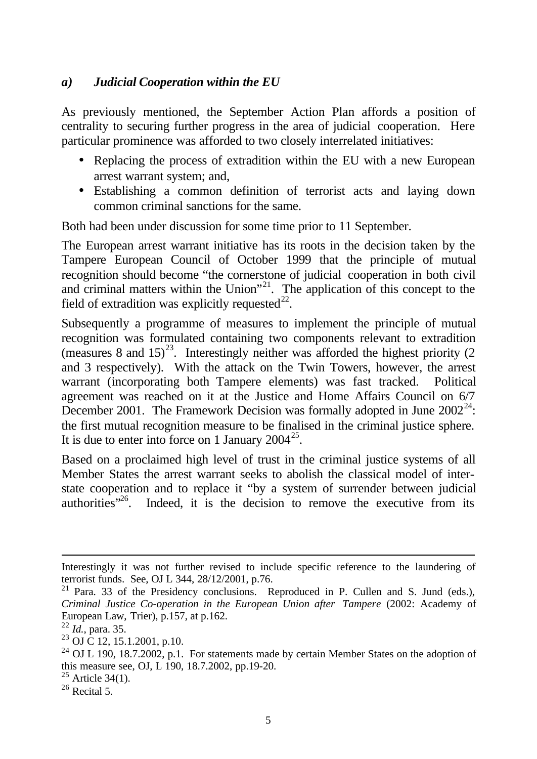### *a) Judicial Cooperation within the EU*

As previously mentioned, the September Action Plan affords a position of centrality to securing further progress in the area of judicial cooperation. Here particular prominence was afforded to two closely interrelated initiatives:

- Replacing the process of extradition within the EU with a new European arrest warrant system; and,
- Establishing a common definition of terrorist acts and laying down common criminal sanctions for the same.

Both had been under discussion for some time prior to 11 September.

The European arrest warrant initiative has its roots in the decision taken by the Tampere European Council of October 1999 that the principle of mutual recognition should become "the cornerstone of judicial cooperation in both civil and criminal matters within the Union"[21]. The application of this concept to the field of extradition was explicitly requested[22].

Subsequently a programme of measures to implement the principle of mutual recognition was formulated containing two components relevant to extradition (measures 8 and 15)[23]. Interestingly neither was afforded the highest priority (2 and 3 respectively). With the attack on the Twin Towers, however, the arrest warrant (incorporating both Tampere elements) was fast tracked. Political agreement was reached on it at the Justice and Home Affairs Council on 6/7 December 2001. The Framework Decision was formally adopted in June 2002[24]: the first mutual recognition measure to be finalised in the criminal justice sphere. It is due to enter into force on 1 January 2004[25].

Based on a proclaimed high level of trust in the criminal justice systems of all Member States the arrest warrant seeks to abolish the classical model of inter-state cooperation and to replace it "by a system of surrender between judicial authorities"[26]. Indeed, it is the decision to remove the executive from its

---

Interestingly it was not further revised to include specific reference to the laundering of terrorist funds. See, OJ L 344, 28/12/2001, p.76.

[21] Para. 33 of the Presidency conclusions. Reproduced in P. Cullen and S. Jund (eds.), *Criminal Justice Co-operation in the European Union after Tampere* (2002: Academy of European Law, Trier), p.157, at p.162.

[22] *Id.*, para. 35.

[23] OJ C 12, 15.1.2001, p.10.

[24] OJ L 190, 18.7.2002, p.1. For statements made by certain Member States on the adoption of this measure see, OJ, L 190, 18.7.2002, pp.19-20.

[25] Article 34(1).

[26] Recital 5.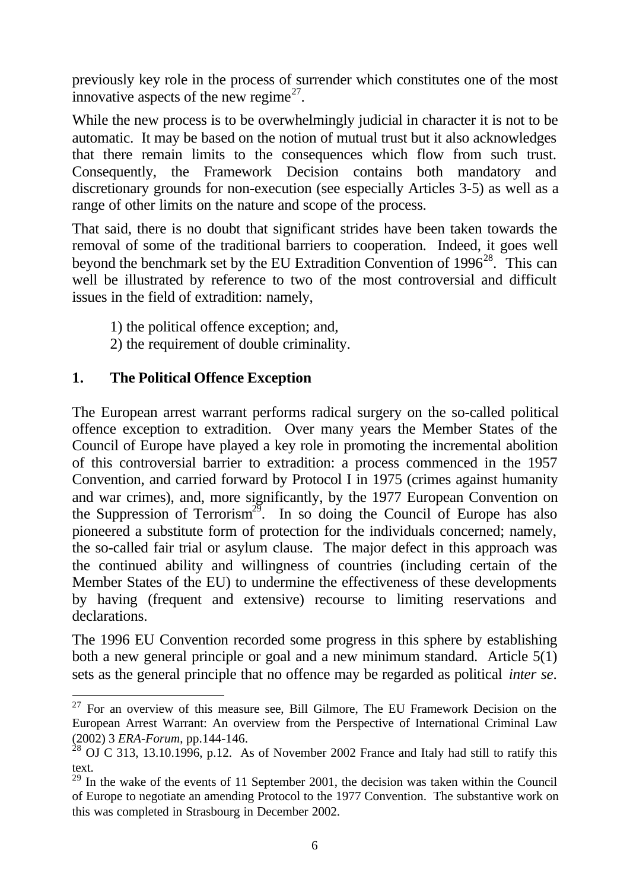previously key role in the process of surrender which constitutes one of the most innovative aspects of the new regime[27].

While the new process is to be overwhelmingly judicial in character it is not to be automatic. It may be based on the notion of mutual trust but it also acknowledges that there remain limits to the consequences which flow from such trust. Consequently, the Framework Decision contains both mandatory and discretionary grounds for non-execution (see especially Articles 3-5) as well as a range of other limits on the nature and scope of the process.

That said, there is no doubt that significant strides have been taken towards the removal of some of the traditional barriers to cooperation. Indeed, it goes well beyond the benchmark set by the EU Extradition Convention of 1996[28]. This can well be illustrated by reference to two of the most controversial and difficult issues in the field of extradition: namely,

1) the political offence exception; and,
2) the requirement of double criminality.

## 1. The Political Offence Exception

The European arrest warrant performs radical surgery on the so-called political offence exception to extradition. Over many years the Member States of the Council of Europe have played a key role in promoting the incremental abolition of this controversial barrier to extradition: a process commenced in the 1957 Convention, and carried forward by Protocol I in 1975 (crimes against humanity and war crimes), and, more significantly, by the 1977 European Convention on the Suppression of Terrorism[29]. In so doing the Council of Europe has also pioneered a substitute form of protection for the individuals concerned; namely, the so-called fair trial or asylum clause. The major defect in this approach was the continued ability and willingness of countries (including certain of the Member States of the EU) to undermine the effectiveness of these developments by having (frequent and extensive) recourse to limiting reservations and declarations.

The 1996 EU Convention recorded some progress in this sphere by establishing both a new general principle or goal and a new minimum standard. Article 5(1) sets as the general principle that no offence may be regarded as political *inter se*.

---

[27] For an overview of this measure see, Bill Gilmore, The EU Framework Decision on the European Arrest Warrant: An overview from the Perspective of International Criminal Law (2002) 3 *ERA-Forum*, pp.144-146.

[28] OJ C 313, 13.10.1996, p.12. As of November 2002 France and Italy had still to ratify this text.

[29] In the wake of the events of 11 September 2001, the decision was taken within the Council of Europe to negotiate an amending Protocol to the 1977 Convention. The substantive work on this was completed in Strasbourg in December 2002.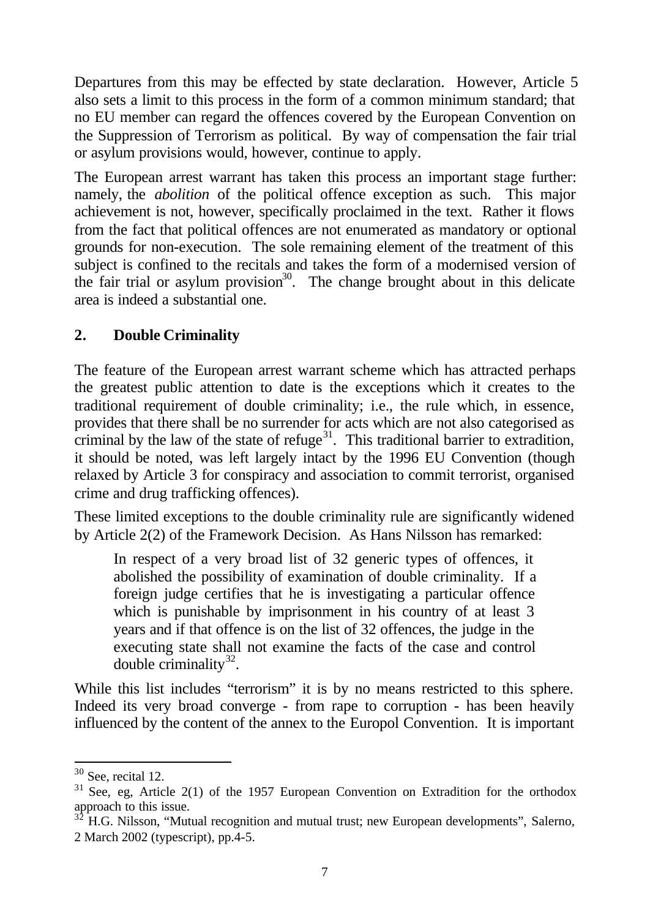Departures from this may be effected by state declaration. However, Article 5 also sets a limit to this process in the form of a common minimum standard; that no EU member can regard the offences covered by the European Convention on the Suppression of Terrorism as political. By way of compensation the fair trial or asylum provisions would, however, continue to apply.

The European arrest warrant has taken this process an important stage further: namely, the *abolition* of the political offence exception as such. This major achievement is not, however, specifically proclaimed in the text. Rather it flows from the fact that political offences are not enumerated as mandatory or optional grounds for non-execution. The sole remaining element of the treatment of this subject is confined to the recitals and takes the form of a modernised version of the fair trial or asylum provision[30]. The change brought about in this delicate area is indeed a substantial one.

## 2. Double Criminality

The feature of the European arrest warrant scheme which has attracted perhaps the greatest public attention to date is the exceptions which it creates to the traditional requirement of double criminality; i.e., the rule which, in essence, provides that there shall be no surrender for acts which are not also categorised as criminal by the law of the state of refuge[31]. This traditional barrier to extradition, it should be noted, was left largely intact by the 1996 EU Convention (though relaxed by Article 3 for conspiracy and association to commit terrorist, organised crime and drug trafficking offences).

These limited exceptions to the double criminality rule are significantly widened by Article 2(2) of the Framework Decision. As Hans Nilsson has remarked:

> In respect of a very broad list of 32 generic types of offences, it abolished the possibility of examination of double criminality. If a foreign judge certifies that he is investigating a particular offence which is punishable by imprisonment in his country of at least 3 years and if that offence is on the list of 32 offences, the judge in the executing state shall not examine the facts of the case and control double criminality[32].

While this list includes "terrorism" it is by no means restricted to this sphere. Indeed its very broad converge - from rape to corruption - has been heavily influenced by the content of the annex to the Europol Convention. It is important

---

[30] See, recital 12.

[31] See, eg, Article 2(1) of the 1957 European Convention on Extradition for the orthodox approach to this issue.

[32] H.G. Nilsson, "Mutual recognition and mutual trust; new European developments", Salerno, 2 March 2002 (typescript), pp.4-5.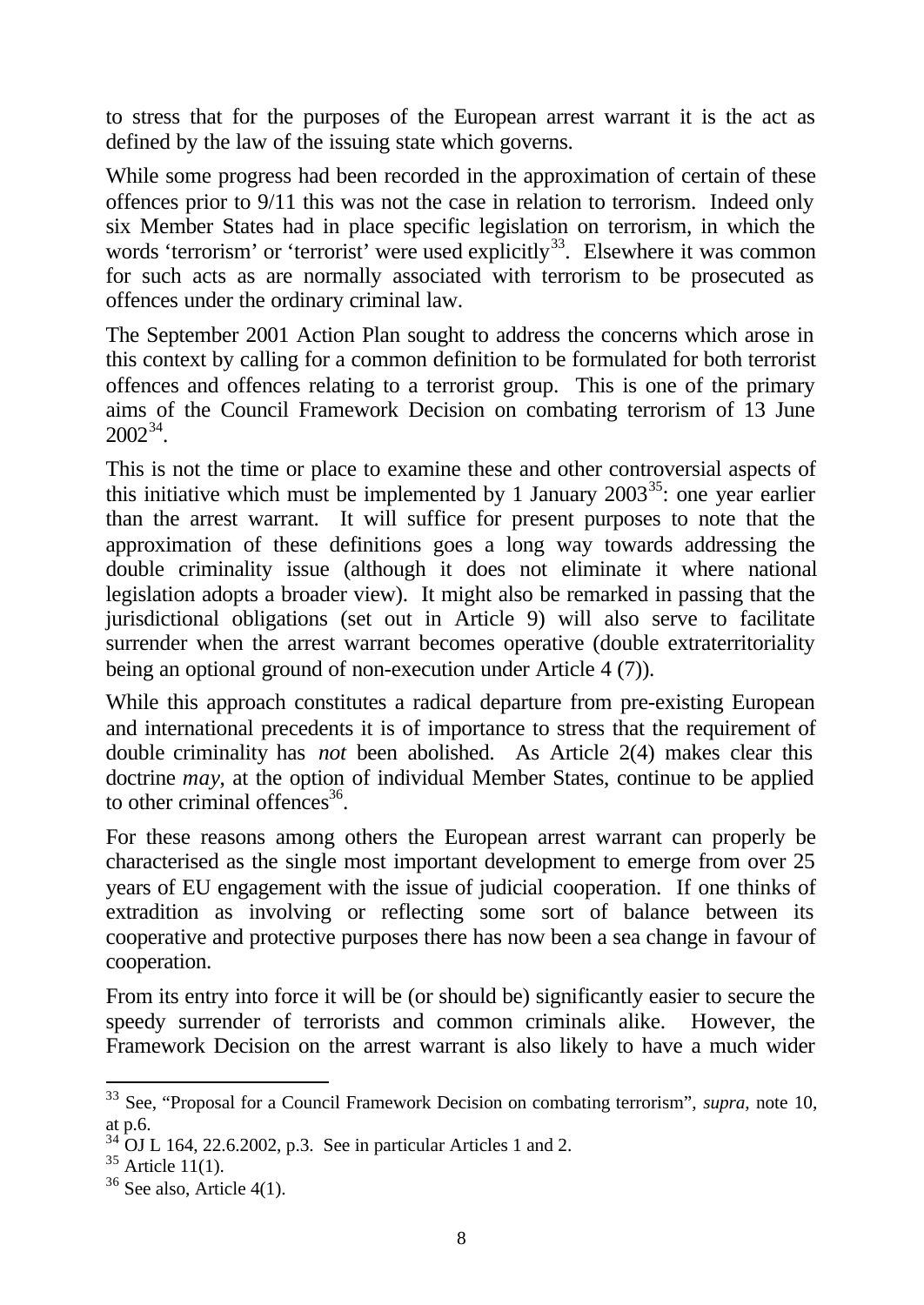to stress that for the purposes of the European arrest warrant it is the act as defined by the law of the issuing state which governs.

While some progress had been recorded in the approximation of certain of these offences prior to 9/11 this was not the case in relation to terrorism. Indeed only six Member States had in place specific legislation on terrorism, in which the words 'terrorism' or 'terrorist' were used explicitly[33]. Elsewhere it was common for such acts as are normally associated with terrorism to be prosecuted as offences under the ordinary criminal law.

The September 2001 Action Plan sought to address the concerns which arose in this context by calling for a common definition to be formulated for both terrorist offences and offences relating to a terrorist group. This is one of the primary aims of the Council Framework Decision on combating terrorism of 13 June 2002[34].

This is not the time or place to examine these and other controversial aspects of this initiative which must be implemented by 1 January 2003[35]: one year earlier than the arrest warrant. It will suffice for present purposes to note that the approximation of these definitions goes a long way towards addressing the double criminality issue (although it does not eliminate it where national legislation adopts a broader view). It might also be remarked in passing that the jurisdictional obligations (set out in Article 9) will also serve to facilitate surrender when the arrest warrant becomes operative (double extraterritoriality being an optional ground of non-execution under Article 4 (7)).

While this approach constitutes a radical departure from pre-existing European and international precedents it is of importance to stress that the requirement of double criminality has *not* been abolished. As Article 2(4) makes clear this doctrine *may*, at the option of individual Member States, continue to be applied to other criminal offences[36].

For these reasons among others the European arrest warrant can properly be characterised as the single most important development to emerge from over 25 years of EU engagement with the issue of judicial cooperation. If one thinks of extradition as involving or reflecting some sort of balance between its cooperative and protective purposes there has now been a sea change in favour of cooperation.

From its entry into force it will be (or should be) significantly easier to secure the speedy surrender of terrorists and common criminals alike. However, the Framework Decision on the arrest warrant is also likely to have a much wider

---

[33] See, "Proposal for a Council Framework Decision on combating terrorism", *supra*, note 10, at p.6.

[34] OJ L 164, 22.6.2002, p.3. See in particular Articles 1 and 2.

[35] Article 11(1).

[36] See also, Article 4(1).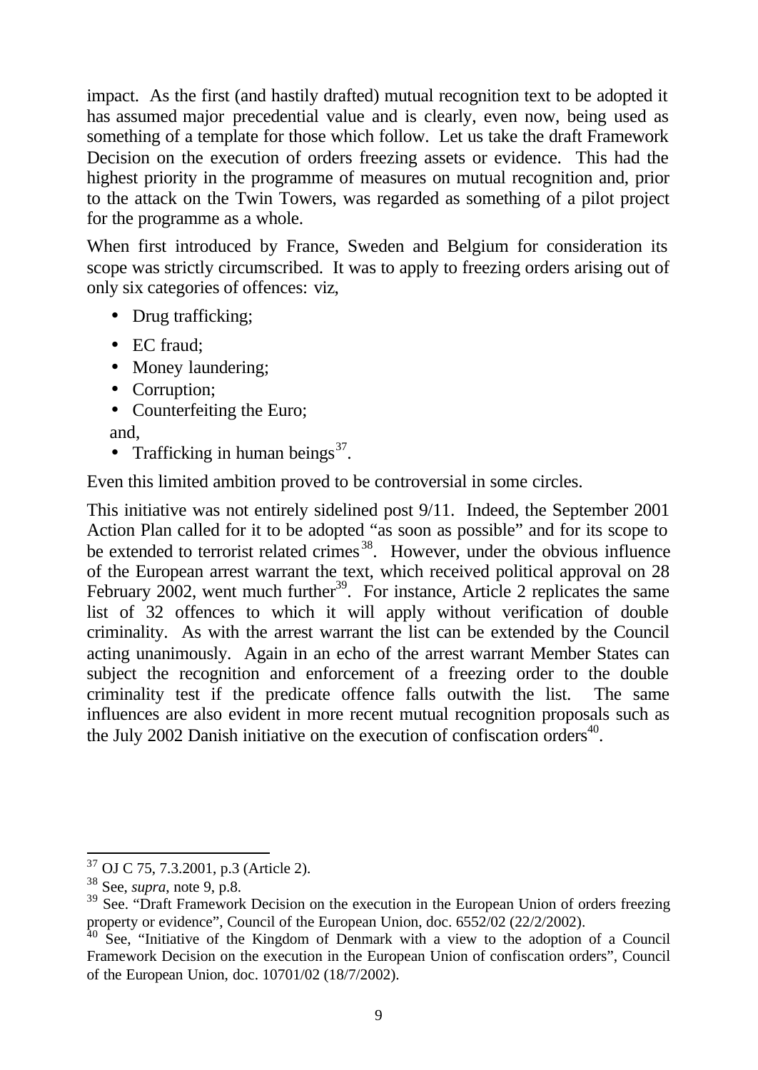impact. As the first (and hastily drafted) mutual recognition text to be adopted it has assumed major precedential value and is clearly, even now, being used as something of a template for those which follow. Let us take the draft Framework Decision on the execution of orders freezing assets or evidence. This had the highest priority in the programme of measures on mutual recognition and, prior to the attack on the Twin Towers, was regarded as something of a pilot project for the programme as a whole.

When first introduced by France, Sweden and Belgium for consideration its scope was strictly circumscribed. It was to apply to freezing orders arising out of only six categories of offences: viz,

- Drug trafficking;
- EC fraud;
- Money laundering;
- Corruption;
- Counterfeiting the Euro;

and,

- Trafficking in human beings[37].

Even this limited ambition proved to be controversial in some circles.

This initiative was not entirely sidelined post 9/11. Indeed, the September 2001 Action Plan called for it to be adopted "as soon as possible" and for its scope to be extended to terrorist related crimes[38]. However, under the obvious influence of the European arrest warrant the text, which received political approval on 28 February 2002, went much further[39]. For instance, Article 2 replicates the same list of 32 offences to which it will apply without verification of double criminality. As with the arrest warrant the list can be extended by the Council acting unanimously. Again in an echo of the arrest warrant Member States can subject the recognition and enforcement of a freezing order to the double criminality test if the predicate offence falls outwith the list. The same influences are also evident in more recent mutual recognition proposals such as the July 2002 Danish initiative on the execution of confiscation orders[40].

---

[37] OJ C 75, 7.3.2001, p.3 (Article 2).

[38] See, *supra*, note 9, p.8.

[39] See. "Draft Framework Decision on the execution in the European Union of orders freezing property or evidence", Council of the European Union, doc. 6552/02 (22/2/2002).

[40] See, "Initiative of the Kingdom of Denmark with a view to the adoption of a Council Framework Decision on the execution in the European Union of confiscation orders", Council of the European Union, doc. 10701/02 (18/7/2002).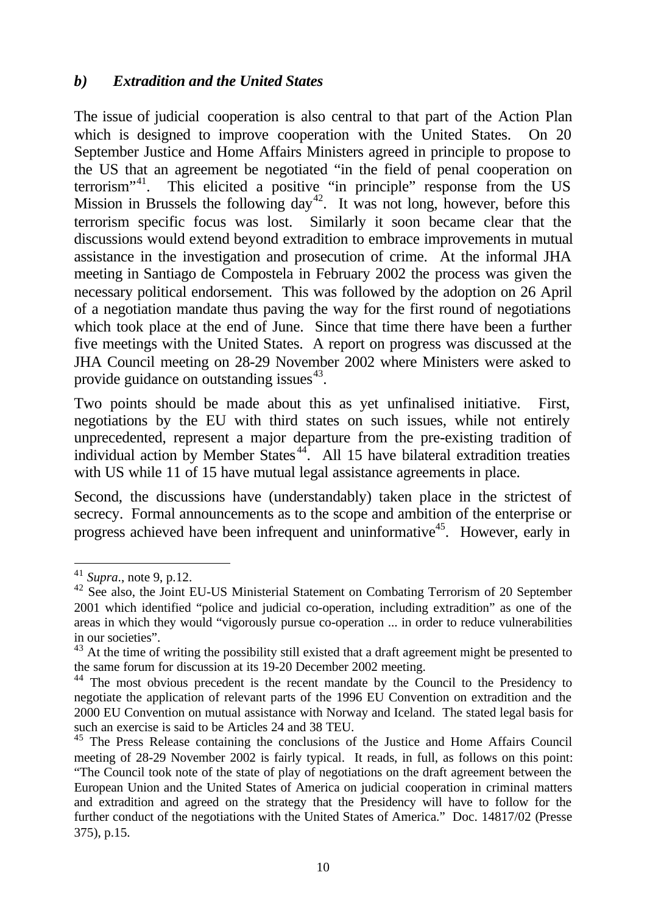### *b) Extradition and the United States*

The issue of judicial cooperation is also central to that part of the Action Plan which is designed to improve cooperation with the United States. On 20 September Justice and Home Affairs Ministers agreed in principle to propose to the US that an agreement be negotiated "in the field of penal cooperation on terrorism"[41]. This elicited a positive "in principle" response from the US Mission in Brussels the following day[42]. It was not long, however, before this terrorism specific focus was lost. Similarly it soon became clear that the discussions would extend beyond extradition to embrace improvements in mutual assistance in the investigation and prosecution of crime. At the informal JHA meeting in Santiago de Compostela in February 2002 the process was given the necessary political endorsement. This was followed by the adoption on 26 April of a negotiation mandate thus paving the way for the first round of negotiations which took place at the end of June. Since that time there have been a further five meetings with the United States. A report on progress was discussed at the JHA Council meeting on 28-29 November 2002 where Ministers were asked to provide guidance on outstanding issues[43].

Two points should be made about this as yet unfinalised initiative. First, negotiations by the EU with third states on such issues, while not entirely unprecedented, represent a major departure from the pre-existing tradition of individual action by Member States[44]. All 15 have bilateral extradition treaties with US while 11 of 15 have mutual legal assistance agreements in place.

Second, the discussions have (understandably) taken place in the strictest of secrecy. Formal announcements as to the scope and ambition of the enterprise or progress achieved have been infrequent and uninformative[45]. However, early in

---

[41] *Supra*., note 9, p.12.

[42] See also, the Joint EU-US Ministerial Statement on Combating Terrorism of 20 September 2001 which identified "police and judicial co-operation, including extradition" as one of the areas in which they would "vigorously pursue co-operation ... in order to reduce vulnerabilities in our societies".

[43] At the time of writing the possibility still existed that a draft agreement might be presented to the same forum for discussion at its 19-20 December 2002 meeting.

[44] The most obvious precedent is the recent mandate by the Council to the Presidency to negotiate the application of relevant parts of the 1996 EU Convention on extradition and the 2000 EU Convention on mutual assistance with Norway and Iceland. The stated legal basis for such an exercise is said to be Articles 24 and 38 TEU.

[45] The Press Release containing the conclusions of the Justice and Home Affairs Council meeting of 28-29 November 2002 is fairly typical. It reads, in full, as follows on this point: "The Council took note of the state of play of negotiations on the draft agreement between the European Union and the United States of America on judicial cooperation in criminal matters and extradition and agreed on the strategy that the Presidency will have to follow for the further conduct of the negotiations with the United States of America." Doc. 14817/02 (Presse 375), p.15.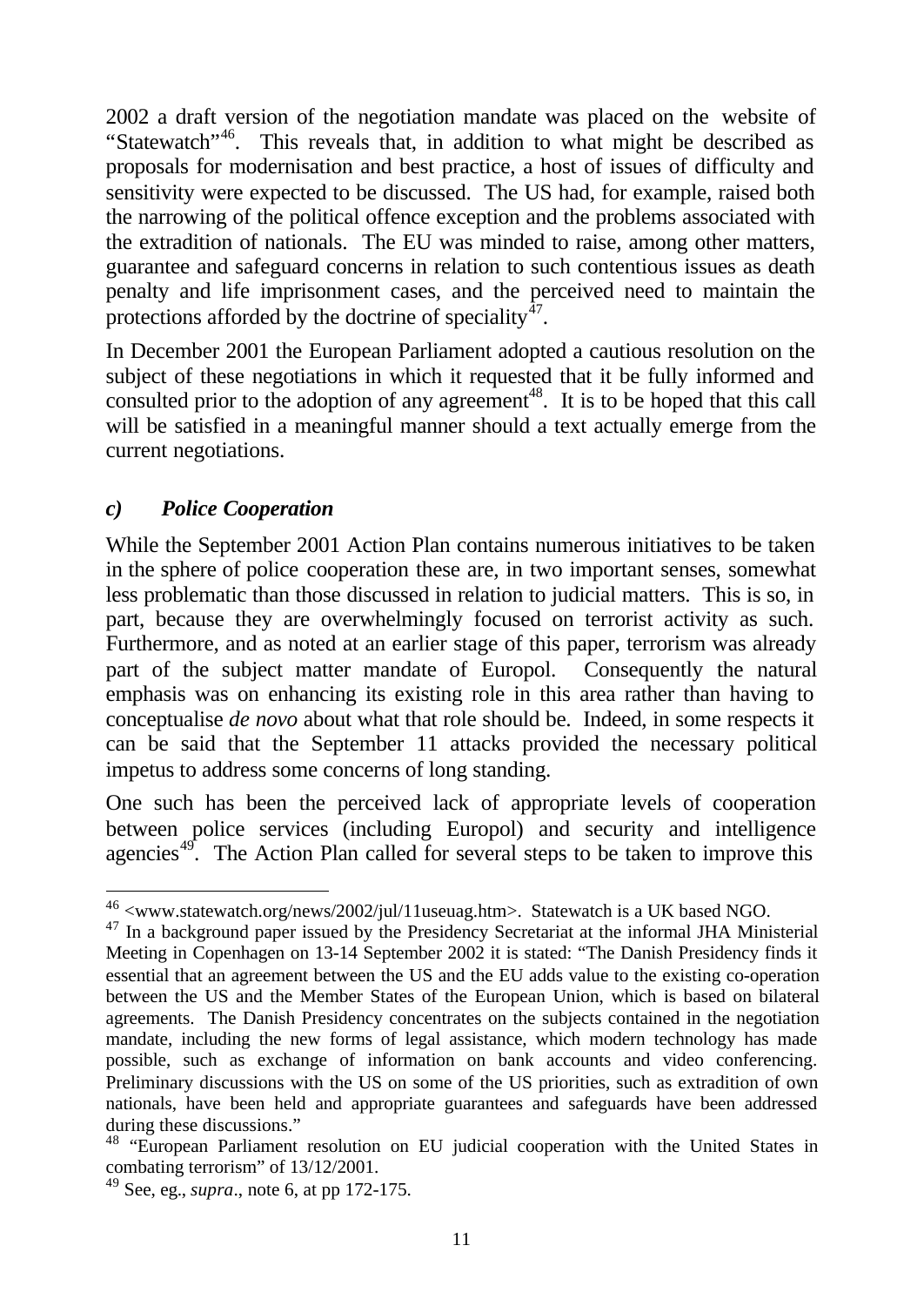2002 a draft version of the negotiation mandate was placed on the website of "Statewatch"[46]. This reveals that, in addition to what might be described as proposals for modernisation and best practice, a host of issues of difficulty and sensitivity were expected to be discussed. The US had, for example, raised both the narrowing of the political offence exception and the problems associated with the extradition of nationals. The EU was minded to raise, among other matters, guarantee and safeguard concerns in relation to such contentious issues as death penalty and life imprisonment cases, and the perceived need to maintain the protections afforded by the doctrine of speciality[47].

In December 2001 the European Parliament adopted a cautious resolution on the subject of these negotiations in which it requested that it be fully informed and consulted prior to the adoption of any agreement[48]. It is to be hoped that this call will be satisfied in a meaningful manner should a text actually emerge from the current negotiations.

### *c) Police Cooperation*

While the September 2001 Action Plan contains numerous initiatives to be taken in the sphere of police cooperation these are, in two important senses, somewhat less problematic than those discussed in relation to judicial matters. This is so, in part, because they are overwhelmingly focused on terrorist activity as such. Furthermore, and as noted at an earlier stage of this paper, terrorism was already part of the subject matter mandate of Europol. Consequently the natural emphasis was on enhancing its existing role in this area rather than having to conceptualise *de novo* about what that role should be. Indeed, in some respects it can be said that the September 11 attacks provided the necessary political impetus to address some concerns of long standing.

One such has been the perceived lack of appropriate levels of cooperation between police services (including Europol) and security and intelligence agencies[49]. The Action Plan called for several steps to be taken to improve this

---

[46] <www.statewatch.org/news/2002/jul/11useuag.htm>. Statewatch is a UK based NGO.

[47] In a background paper issued by the Presidency Secretariat at the informal JHA Ministerial Meeting in Copenhagen on 13-14 September 2002 it is stated: "The Danish Presidency finds it essential that an agreement between the US and the EU adds value to the existing co-operation between the US and the Member States of the European Union, which is based on bilateral agreements. The Danish Presidency concentrates on the subjects contained in the negotiation mandate, including the new forms of legal assistance, which modern technology has made possible, such as exchange of information on bank accounts and video conferencing. Preliminary discussions with the US on some of the US priorities, such as extradition of own nationals, have been held and appropriate guarantees and safeguards have been addressed during these discussions."

[48] "European Parliament resolution on EU judicial cooperation with the United States in combating terrorism" of 13/12/2001.

[49] See, eg., *supra*., note 6, at pp 172-175.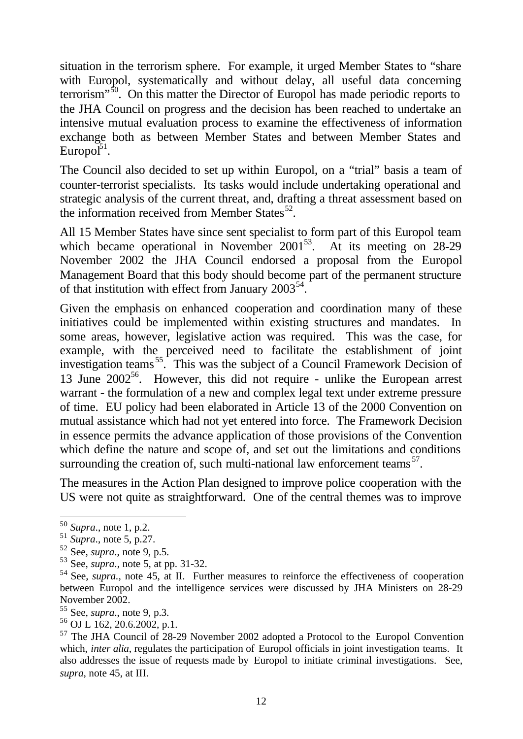situation in the terrorism sphere. For example, it urged Member States to "share with Europol, systematically and without delay, all useful data concerning terrorism"[50]. On this matter the Director of Europol has made periodic reports to the JHA Council on progress and the decision has been reached to undertake an intensive mutual evaluation process to examine the effectiveness of information exchange both as between Member States and between Member States and Europol[51].

The Council also decided to set up within Europol, on a "trial" basis a team of counter-terrorist specialists. Its tasks would include undertaking operational and strategic analysis of the current threat, and, drafting a threat assessment based on the information received from Member States[52].

All 15 Member States have since sent specialist to form part of this Europol team which became operational in November 2001[53]. At its meeting on 28-29 November 2002 the JHA Council endorsed a proposal from the Europol Management Board that this body should become part of the permanent structure of that institution with effect from January 2003[54].

Given the emphasis on enhanced cooperation and coordination many of these initiatives could be implemented within existing structures and mandates. In some areas, however, legislative action was required. This was the case, for example, with the perceived need to facilitate the establishment of joint investigation teams[55]. This was the subject of a Council Framework Decision of 13 June 2002[56]. However, this did not require - unlike the European arrest warrant - the formulation of a new and complex legal text under extreme pressure of time. EU policy had been elaborated in Article 13 of the 2000 Convention on mutual assistance which had not yet entered into force. The Framework Decision in essence permits the advance application of those provisions of the Convention which define the nature and scope of, and set out the limitations and conditions surrounding the creation of, such multi-national law enforcement teams[57].

The measures in the Action Plan designed to improve police cooperation with the US were not quite as straightforward. One of the central themes was to improve

---

[50] *Supra*., note 1, p.2.

[51] *Supra*., note 5, p.27.

[52] See, *supra*., note 9, p.5.

[53] See, *supra*., note 5, at pp. 31-32.

[54] See, *supra*., note 45, at II. Further measures to reinforce the effectiveness of cooperation between Europol and the intelligence services were discussed by JHA Ministers on 28-29 November 2002.

[55] See, *supra*., note 9, p.3.

[56] OJ L 162, 20.6.2002, p.1.

[57] The JHA Council of 28-29 November 2002 adopted a Protocol to the Europol Convention which, *inter alia*, regulates the participation of Europol officials in joint investigation teams. It also addresses the issue of requests made by Europol to initiate criminal investigations. See, *supra*, note 45, at III.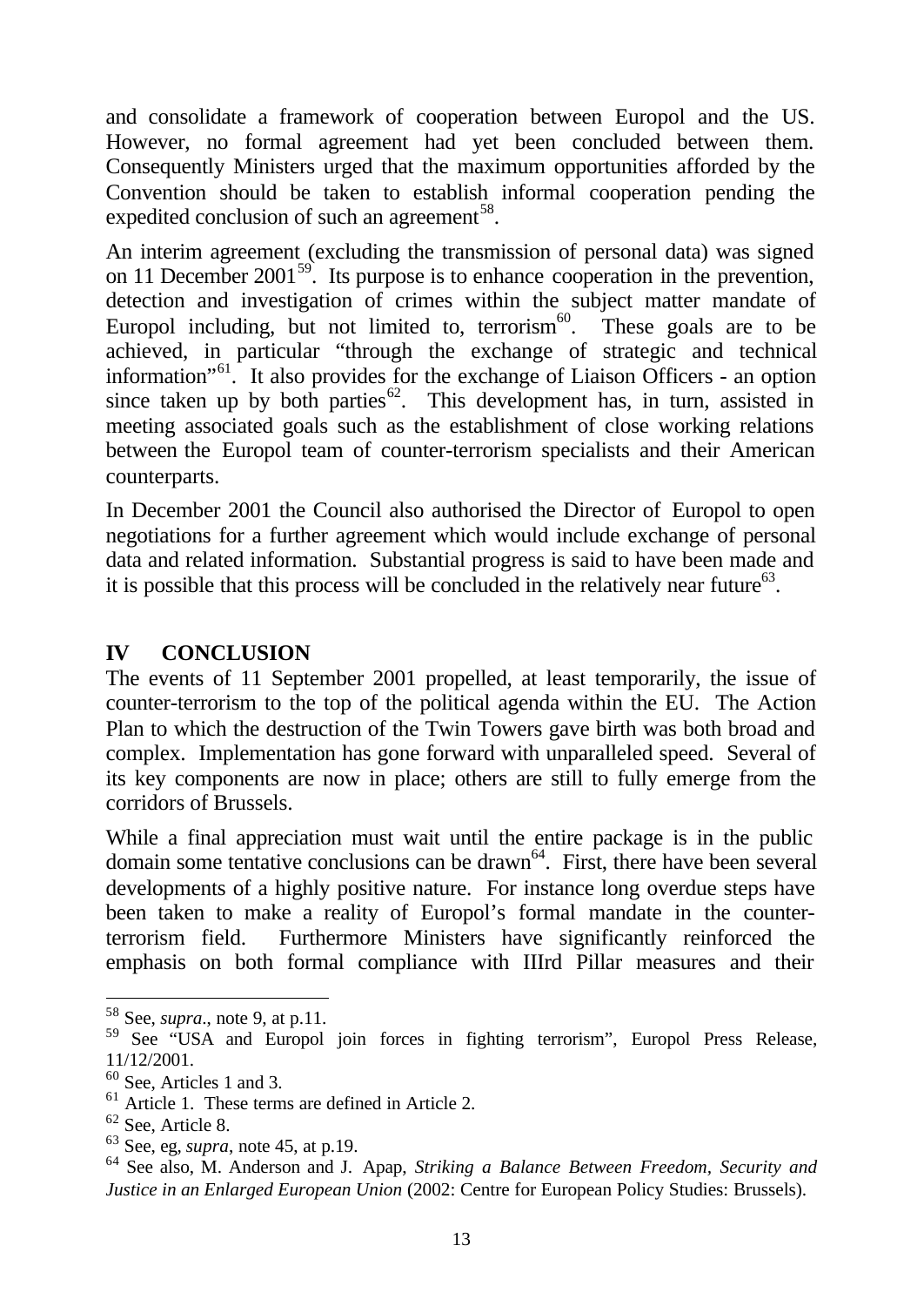and consolidate a framework of cooperation between Europol and the US. However, no formal agreement had yet been concluded between them. Consequently Ministers urged that the maximum opportunities afforded by the Convention should be taken to establish informal cooperation pending the expedited conclusion of such an agreement[58].

An interim agreement (excluding the transmission of personal data) was signed on 11 December 2001[59]. Its purpose is to enhance cooperation in the prevention, detection and investigation of crimes within the subject matter mandate of Europol including, but not limited to, terrorism[60]. These goals are to be achieved, in particular "through the exchange of strategic and technical information"[61]. It also provides for the exchange of Liaison Officers - an option since taken up by both parties[62]. This development has, in turn, assisted in meeting associated goals such as the establishment of close working relations between the Europol team of counter-terrorism specialists and their American counterparts.

In December 2001 the Council also authorised the Director of Europol to open negotiations for a further agreement which would include exchange of personal data and related information. Substantial progress is said to have been made and it is possible that this process will be concluded in the relatively near future[63].

## IV CONCLUSION

The events of 11 September 2001 propelled, at least temporarily, the issue of counter-terrorism to the top of the political agenda within the EU. The Action Plan to which the destruction of the Twin Towers gave birth was both broad and complex. Implementation has gone forward with unparalleled speed. Several of its key components are now in place; others are still to fully emerge from the corridors of Brussels.

While a final appreciation must wait until the entire package is in the public domain some tentative conclusions can be drawn[64]. First, there have been several developments of a highly positive nature. For instance long overdue steps have been taken to make a reality of Europol's formal mandate in the counter-terrorism field. Furthermore Ministers have significantly reinforced the emphasis on both formal compliance with IIIrd Pillar measures and their

---

[58] See, *supra*., note 9, at p.11.

[59] See "USA and Europol join forces in fighting terrorism", Europol Press Release, 11/12/2001.

[60] See, Articles 1 and 3.

[61] Article 1. These terms are defined in Article 2.

[62] See, Article 8.

[63] See, eg, *supra*, note 45, at p.19.

[64] See also, M. Anderson and J. Apap, *Striking a Balance Between Freedom, Security and Justice in an Enlarged European Union* (2002: Centre for European Policy Studies: Brussels).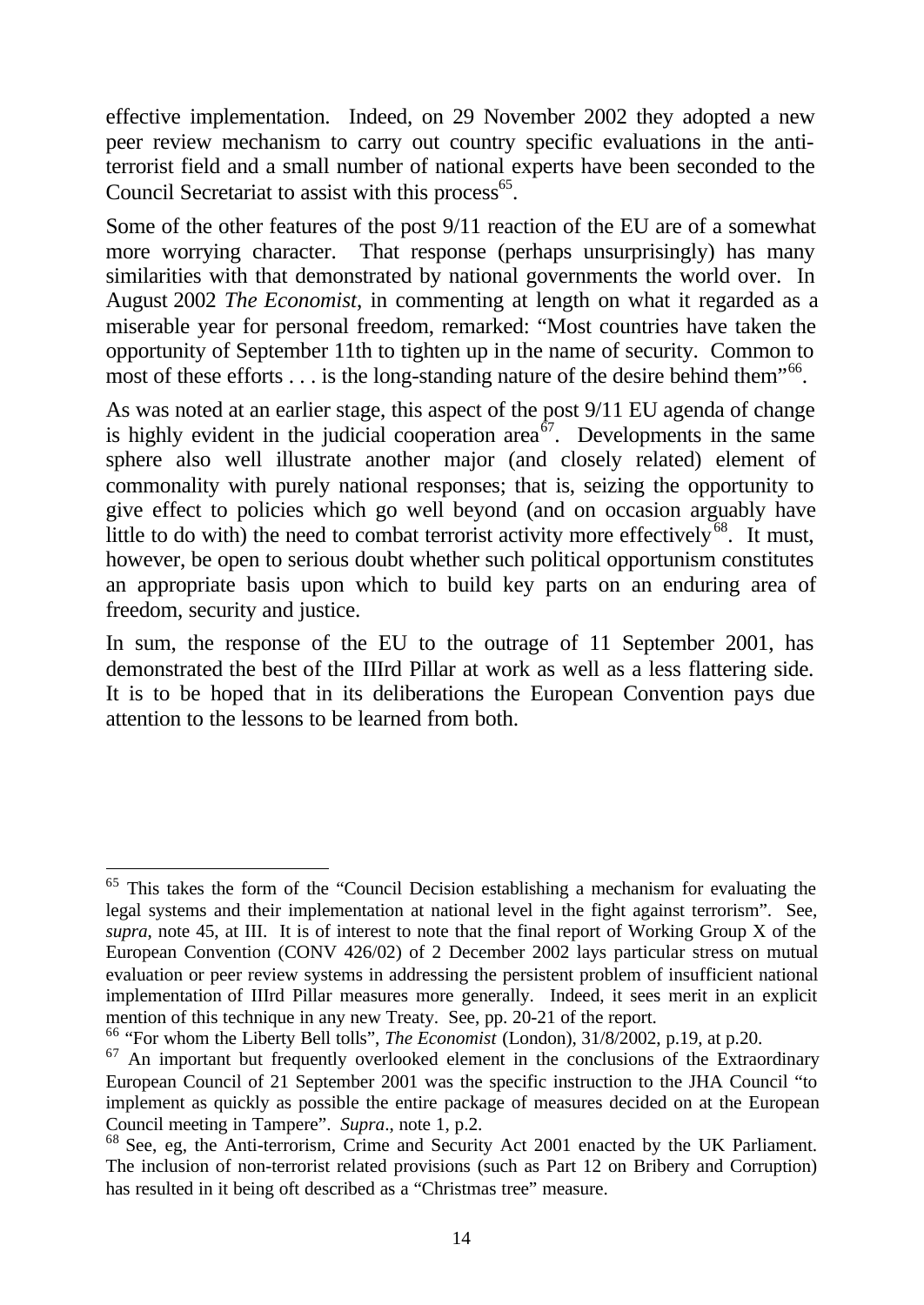effective implementation. Indeed, on 29 November 2002 they adopted a new peer review mechanism to carry out country specific evaluations in the anti-terrorist field and a small number of national experts have been seconded to the Council Secretariat to assist with this process[65].

Some of the other features of the post 9/11 reaction of the EU are of a somewhat more worrying character. That response (perhaps unsurprisingly) has many similarities with that demonstrated by national governments the world over. In August 2002 *The Economist*, in commenting at length on what it regarded as a miserable year for personal freedom, remarked: "Most countries have taken the opportunity of September 11th to tighten up in the name of security. Common to most of these efforts . . . is the long-standing nature of the desire behind them"[66].

As was noted at an earlier stage, this aspect of the post 9/11 EU agenda of change is highly evident in the judicial cooperation area[67]. Developments in the same sphere also well illustrate another major (and closely related) element of commonality with purely national responses; that is, seizing the opportunity to give effect to policies which go well beyond (and on occasion arguably have little to do with) the need to combat terrorist activity more effectively[68]. It must, however, be open to serious doubt whether such political opportunism constitutes an appropriate basis upon which to build key parts on an enduring area of freedom, security and justice.

In sum, the response of the EU to the outrage of 11 September 2001, has demonstrated the best of the IIIrd Pillar at work as well as a less flattering side. It is to be hoped that in its deliberations the European Convention pays due attention to the lessons to be learned from both.

---

[65] This takes the form of the "Council Decision establishing a mechanism for evaluating the legal systems and their implementation at national level in the fight against terrorism". See, *supra*, note 45, at III. It is of interest to note that the final report of Working Group X of the European Convention (CONV 426/02) of 2 December 2002 lays particular stress on mutual evaluation or peer review systems in addressing the persistent problem of insufficient national implementation of IIIrd Pillar measures more generally. Indeed, it sees merit in an explicit mention of this technique in any new Treaty. See, pp. 20-21 of the report.

[66] "For whom the Liberty Bell tolls", *The Economist* (London), 31/8/2002, p.19, at p.20.

[67] An important but frequently overlooked element in the conclusions of the Extraordinary European Council of 21 September 2001 was the specific instruction to the JHA Council "to implement as quickly as possible the entire package of measures decided on at the European Council meeting in Tampere". *Supra*., note 1, p.2.

[68] See, eg, the Anti-terrorism, Crime and Security Act 2001 enacted by the UK Parliament. The inclusion of non-terrorist related provisions (such as Part 12 on Bribery and Corruption) has resulted in it being oft described as a "Christmas tree" measure.